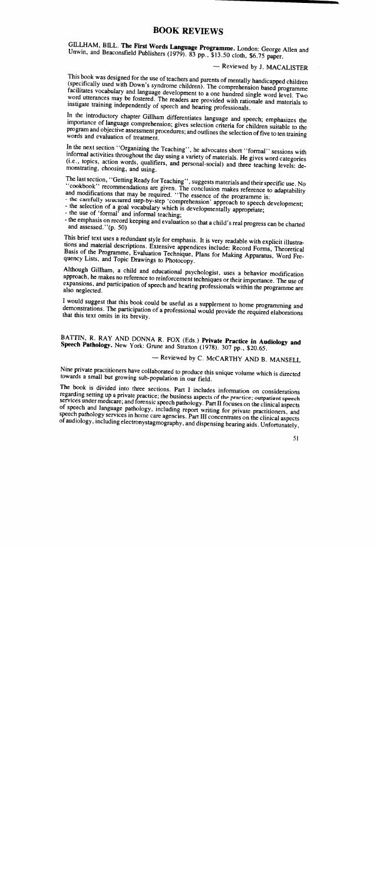# BOOK REVIEWS

GILLHAM, BILL. **The First Words Language Programme.** London: George Allen and Unwin, and Beaconsfield Publishers (1979). 83 pp., $13.50 cloth, $6.75 paper.

— Reviewed by J. MACALISTER

This book was designed for the use of teachers and parents of mentally handicapped children (specifically used with Down's syndrome children). The comprehension based programme facilitates vocabulary and language development to a one hundred single word level. Two word utterances may be fostered. The readers are provided with rationale and materials to instigate training independently of speech and hearing professionals.

In the introductory chapter Gillham differentiates language and speech; emphasizes the importance of language comprehension; gives selection criteria for children suitable to the program and objective assessment procedures; and outlines the selection of five to ten training words and evaluation of treatment.

In the next section "Organizing the Teaching", he advocates short "formal" sessions with informal activities throughout the day using a variety of materials. He gives word categories (i.e., topics, action words, qualifiers, and personal-social) and three teaching levels: demonstrating, choosing, and using.

The last section, "Getting Ready for Teaching", suggests materials and their specific use. No "cookbook" recommendations are given. The conclusion makes reference to adaptability and modifications that may be required. "The essence of the programme is:

- the carefully structured step-by-step 'comprehension' approach to speech development;
- the selection of a goal vocabulary which is developmentally appropriate;
- the use of 'formal' and informal teaching;
- the emphasis on record keeping and evaluation so that a child's real progress can be charted and assessed." (p. 50)

This brief text uses a redundant style for emphasis. It is very readable with explicit illustrations and material descriptions. Extensive appendices include: Record Forms, Theoretical Basis of the Programme, Evaluation Technique, Plans for Making Apparatus, Word Frequency Lists, and Topic Drawings to Photocopy.

Although Gillham, a child and educational psychologist, uses a behavior modification approach, he makes no reference to reinforcement techniques or their importance. The use of expansions, and participation of speech and hearing professionals within the programme are also neglected.

I would suggest that this book could be useful as a supplement to home programming and demonstrations. The participation of a professional would provide the required elaborations that this text omits in its brevity.

BATTIN, R. RAY AND DONNA R. FOX (Eds.) **Private Practice in Audiology and Speech Pathology.** New York: Grune and Stratton (1978). 307 pp., $20.65.

— Reviewed by C. McCARTHY AND B. MANSELL

Nine private practitioners have collaborated to produce this unique volume which is directed towards a small but growing sub-population in our field.

The book is divided into three sections. Part I includes information on considerations regarding setting up a private practice; the business aspects of the practice; outpatient speech services under medicare; and forensic speech pathology. Part II focuses on the clinical aspects of speech and language pathology, including report writing for private practitioners, and speech pathology services in home care agencies. Part III concentrates on the clinical aspects of audiology, including electronystagmography, and dispensing hearing aids. Unfortunately,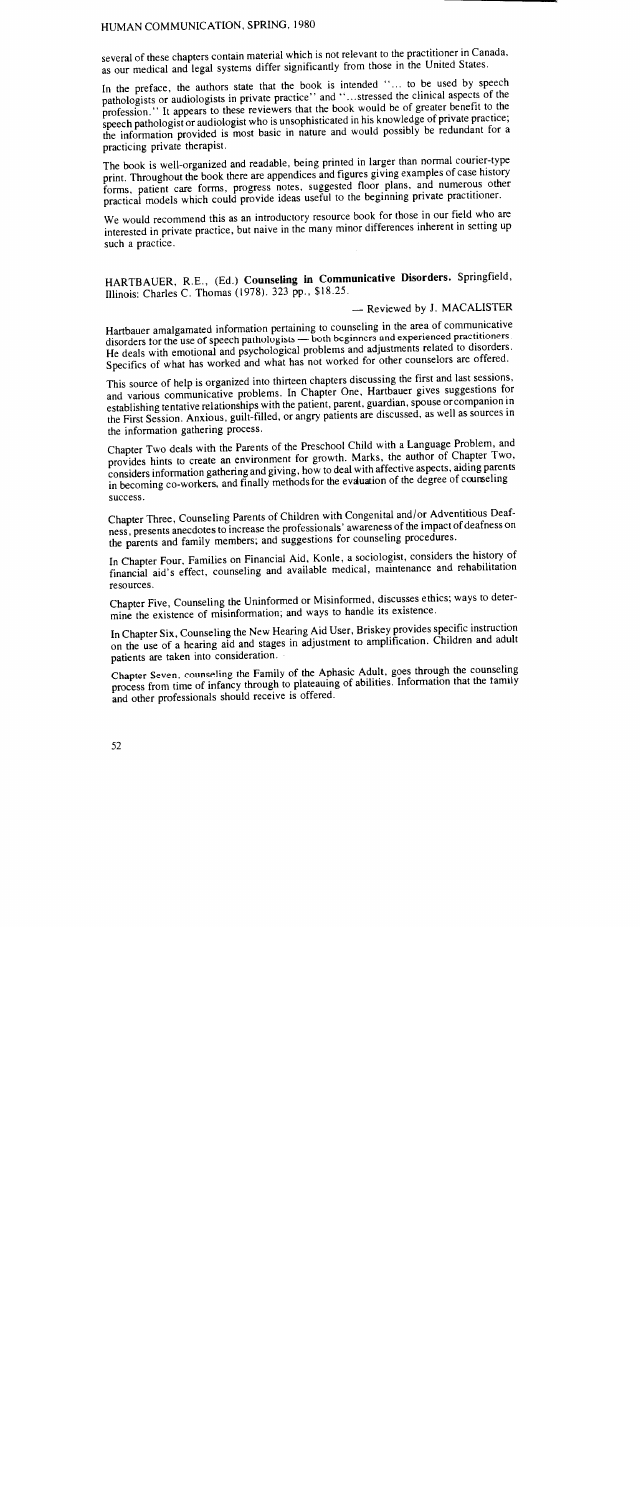several of these chapters contain material which is not relevant to the practitioner in Canada, as our medical and legal systems differ significantly from those in the United States.

In the preface, the authors state that the book is intended "... to be used by speech pathologists or audiologists in private practice" and "...stressed the clinical aspects of the profession." It appears to these reviewers that the book would be of greater benefit to the speech pathologist or audiologist who is unsophisticated in his knowledge of private practice; the information provided is most basic in nature and would possibly be redundant for a practicing private therapist.

The book is well-organized and readable, being printed in larger than normal courier-type print. Throughout the book there are appendices and figures giving examples of case history forms, patient care forms, progress notes, suggested floor plans, and numerous other practical models which could provide ideas useful to the beginning private practitioner.

We would recommend this as an introductory resource book for those in our field who are interested in private practice, but naive in the many minor differences inherent in setting up such a practice.

HARTBAUER, R.E., (Ed.) **Counseling in Communicative Disorders.** Springfield, Illinois: Charles C. Thomas (1978). 323 pp., $18.25.

— Reviewed by J. MACALISTER

Hartbauer amalgamated information pertaining to counseling in the area of communicative disorders for the use of speech pathologists — both beginners and experienced practitioners. He deals with emotional and psychological problems and adjustments related to disorders. Specifics of what has worked and what has not worked for other counselors are offered.

This source of help is organized into thirteen chapters discussing the first and last sessions, and various communicative problems. In Chapter One, Hartbauer gives suggestions for establishing tentative relationships with the patient, parent, guardian, spouse or companion in the First Session. Anxious, guilt-filled, or angry patients are discussed, as well as sources in the information gathering process.

Chapter Two deals with the Parents of the Preschool Child with a Language Problem, and provides hints to create an environment for growth. Marks, the author of Chapter Two, considers information gathering and giving, how to deal with affective aspects, aiding parents in becoming co-workers, and finally methods for the evaluation of the degree of counseling success.

Chapter Three, Counseling Parents of Children with Congenital and/or Adventitious Deafness, presents anecdotes to increase the professionals' awareness of the impact of deafness on the parents and family members; and suggestions for counseling procedures.

In Chapter Four, Families on Financial Aid, Konle, a sociologist, considers the history of financial aid's effect, counseling and available medical, maintenance and rehabilitation resources.

Chapter Five, Counseling the Uninformed or Misinformed, discusses ethics; ways to determine the existence of misinformation; and ways to handle its existence.

In Chapter Six, Counseling the New Hearing Aid User, Briskey provides specific instruction on the use of a hearing aid and stages in adjustment to amplification. Children and adult patients are taken into consideration.

Chapter Seven, counseling the Family of the Aphasic Adult, goes through the counseling process from time of infancy through to plateauing of abilities. Information that the family and other professionals should receive is offered.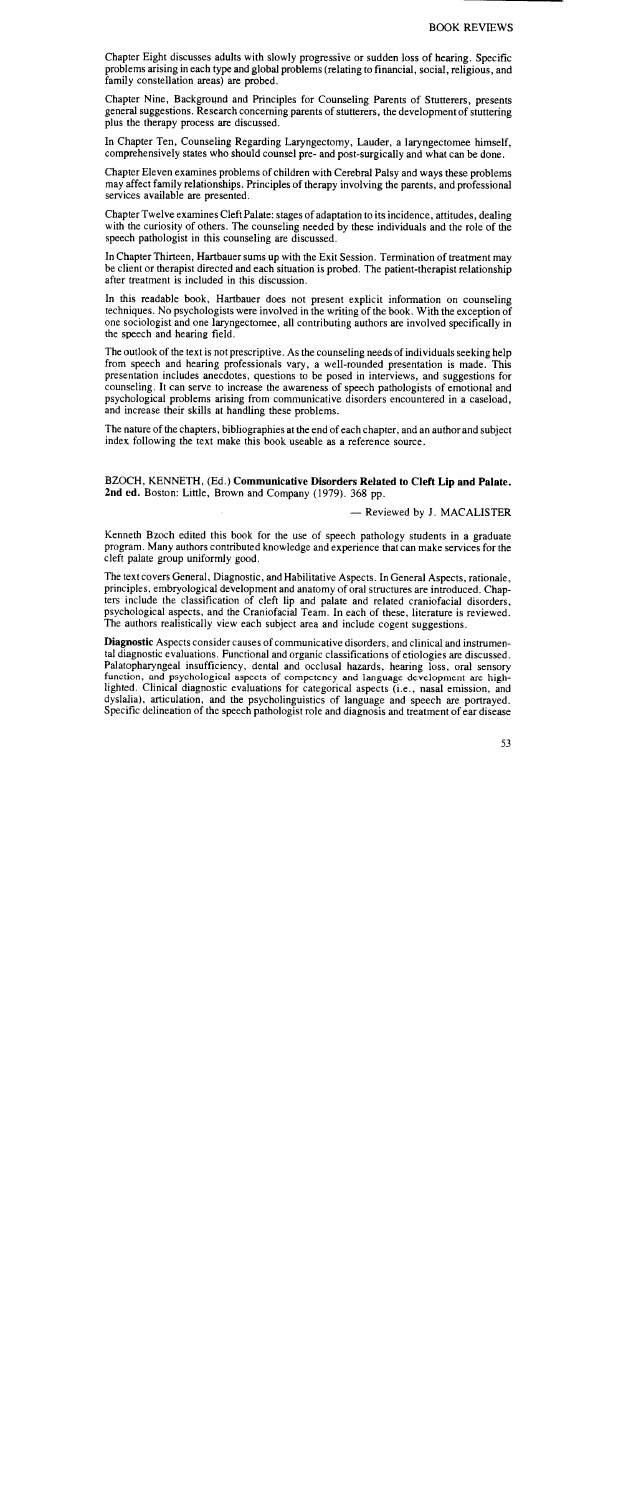Chapter Eight discusses adults with slowly progressive or sudden loss of hearing. Specific problems arising in each type and global problems (relating to financial, social, religious, and family constellation areas) are probed.

Chapter Nine, Background and Principles for Counseling Parents of Stutterers, presents general suggestions. Research concerning parents of stutterers, the development of stuttering plus the therapy process are discussed.

In Chapter Ten, Counseling Regarding Laryngectomy, Lauder, a laryngectomee himself, comprehensively states who should counsel pre- and post-surgically and what can be done.

Chapter Eleven examines problems of children with Cerebral Palsy and ways these problems may affect family relationships. Principles of therapy involving the parents, and professional services available are presented.

Chapter Twelve examines Cleft Palate: stages of adaptation to its incidence, attitudes, dealing with the curiosity of others. The counseling needed by these individuals and the role of the speech pathologist in this counseling are discussed.

In Chapter Thirteen, Hartbauer sums up with the Exit Session. Termination of treatment may be client or therapist directed and each situation is probed. The patient-therapist relationship after treatment is included in this discussion.

In this readable book, Hartbauer does not present explicit information on counseling techniques. No psychologists were involved in the writing of the book. With the exception of one sociologist and one laryngectomee, all contributing authors are involved specifically in the speech and hearing field.

The outlook of the text is not prescriptive. As the counseling needs of individuals seeking help from speech and hearing professionals vary, a well-rounded presentation is made. This presentation includes anecdotes, questions to be posed in interviews, and suggestions for counseling. It can serve to increase the awareness of speech pathologists of emotional and psychological problems arising from communicative disorders encountered in a caseload, and increase their skills at handling these problems.

The nature of the chapters, bibliographies at the end of each chapter, and an author and subject index following the text make this book useable as a reference source.

BZOCH, KENNETH, (Ed.) **Communicative Disorders Related to Cleft Lip and Palate. 2nd ed.** Boston: Little, Brown and Company (1979). 368 pp.

— Reviewed by J. MACALISTER

Kenneth Bzoch edited this book for the use of speech pathology students in a graduate program. Many authors contributed knowledge and experience that can make services for the cleft palate group uniformly good.

The text covers General, Diagnostic, and Habilitative Aspects. In General Aspects, rationale, principles, embryological development and anatomy of oral structures are introduced. Chapters include the classification of cleft lip and palate and related craniofacial disorders, psychological aspects, and the Craniofacial Team. In each of these, literature is reviewed. The authors realistically view each subject area and include cogent suggestions.

**Diagnostic** Aspects consider causes of communicative disorders, and clinical and instrumental diagnostic evaluations. Functional and organic classifications of etiologies are discussed. Palatopharyngeal insufficiency, dental and occlusal hazards, hearing loss, oral sensory function, and psychological aspects of competency and language development are highlighted. Clinical diagnostic evaluations for categorical aspects (i.e., nasal emission, and dyslalia), articulation, and the psycholinguistics of language and speech are portrayed. Specific delineation of the speech pathologist role and diagnosis and treatment of ear disease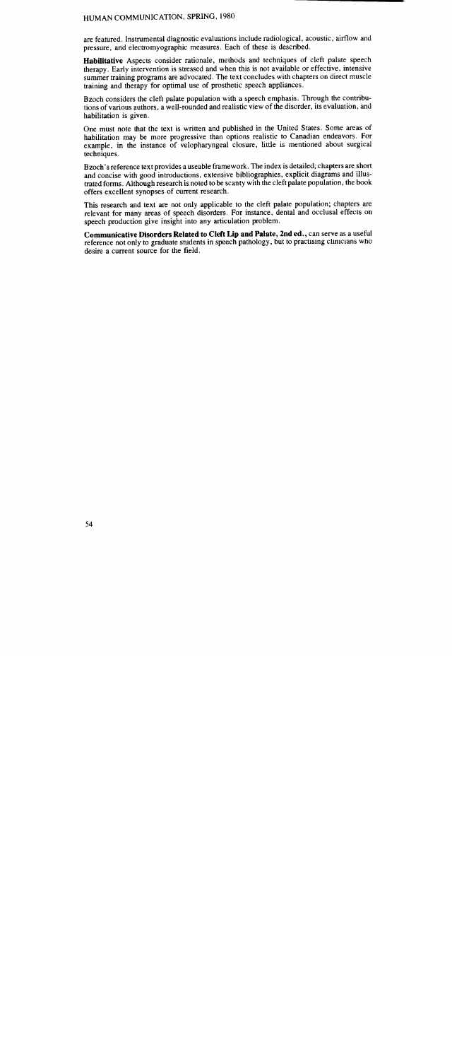are featured. Instrumental diagnostic evaluations include radiological, acoustic, airflow and pressure, and electromyographic measures. Each of these is described.

**Habilitative** Aspects consider rationale, methods and techniques of cleft palate speech therapy. Early intervention is stressed and when this is not available or effective, intensive summer training programs are advocated. The text concludes with chapters on direct muscle training and therapy for optimal use of prosthetic speech appliances.

Bzoch considers the cleft palate population with a speech emphasis. Through the contributions of various authors, a well-rounded and realistic view of the disorder, its evaluation, and habilitation is given.

One must note that the text is written and published in the United States. Some areas of habilitation may be more progressive than options realistic to Canadian endeavors. For example, in the instance of velopharyngeal closure, little is mentioned about surgical techniques.

Bzoch's reference text provides a useable framework. The index is detailed; chapters are short and concise with good introductions, extensive bibliographies, explicit diagrams and illustrated forms. Although research is noted to be scanty with the cleft palate population, the book offers excellent synopses of current research.

This research and text are not only applicable to the cleft palate population; chapters are relevant for many areas of speech disorders. For instance, dental and occlusal effects on speech production give insight into any articulation problem.

**Communicative Disorders Related to Cleft Lip and Palate, 2nd ed.,** can serve as a useful reference not only to graduate students in speech pathology, but to practising clinicians who desire a current source for the field.